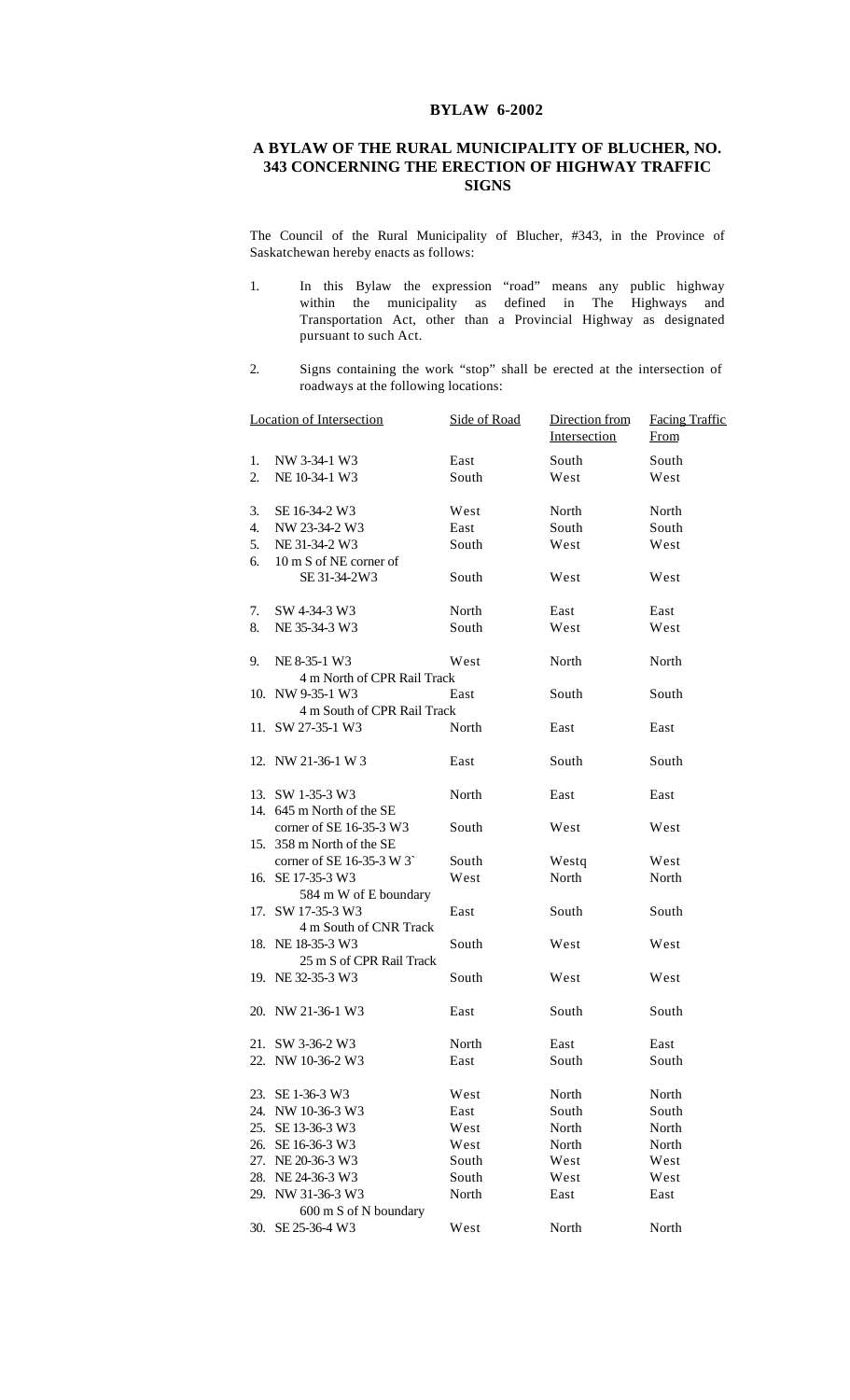# BYLAW 6-2002

## A BYLAW OF THE RURAL MUNICIPALITY OF BLUCHER, NO. 343 CONCERNING THE ERECTION OF HIGHWAY TRAFFIC SIGNS

The Council of the Rural Municipality of Blucher, #343, in the Province of Saskatchewan hereby enacts as follows:

1. In this Bylaw the expression "road" means any public highway within the municipality as defined in The Highways and Transportation Act, other than a Provincial Highway as designated pursuant to such Act.

2. Signs containing the work "stop" shall be erected at the intersection of roadways at the following locations:

| Location of Intersection | Side of Road | Direction from Intersection | Facing Traffic From |
|---|---|---|---|
| 1. NW 3-34-1 W3 | East | South | South |
| 2. NE 10-34-1 W3 | South | West | West |
| 3. SE 16-34-2 W3 | West | North | North |
| 4. NW 23-34-2 W3 | East | South | South |
| 5. NE 31-34-2 W3 | South | West | West |
| 6. 10 m S of NE corner of SE 31-34-2W3 | South | West | West |
| 7. SW 4-34-3 W3 | North | East | East |
| 8. NE 35-34-3 W3 | South | West | West |
| 9. NE 8-35-1 W3 4 m North of CPR Rail Track | West | North | North |
| 10. NW 9-35-1 W3 4 m South of CPR Rail Track | East | South | South |
| 11. SW 27-35-1 W3 | North | East | East |
| 12. NW 21-36-1 W 3 | East | South | South |
| 13. SW 1-35-3 W3 | North | East | East |
| 14. 645 m North of the SE corner of SE 16-35-3 W3 | South | West | West |
| 15. 358 m North of the SE corner of SE 16-35-3 W 3` | South | Westq | West |
| 16. SE 17-35-3 W3 584 m W of E boundary | West | North | North |
| 17. SW 17-35-3 W3 4 m South of CNR Track | East | South | South |
| 18. NE 18-35-3 W3 25 m S of CPR Rail Track | South | West | West |
| 19. NE 32-35-3 W3 | South | West | West |
| 20. NW 21-36-1 W3 | East | South | South |
| 21. SW 3-36-2 W3 | North | East | East |
| 22. NW 10-36-2 W3 | East | South | South |
| 23. SE 1-36-3 W3 | West | North | North |
| 24. NW 10-36-3 W3 | East | South | South |
| 25. SE 13-36-3 W3 | West | North | North |
| 26. SE 16-36-3 W3 | West | North | North |
| 27. NE 20-36-3 W3 | South | West | West |
| 28. NE 24-36-3 W3 | South | West | West |
| 29. NW 31-36-3 W3 600 m S of N boundary | North | East | East |
| 30. SE 25-36-4 W3 | West | North | North |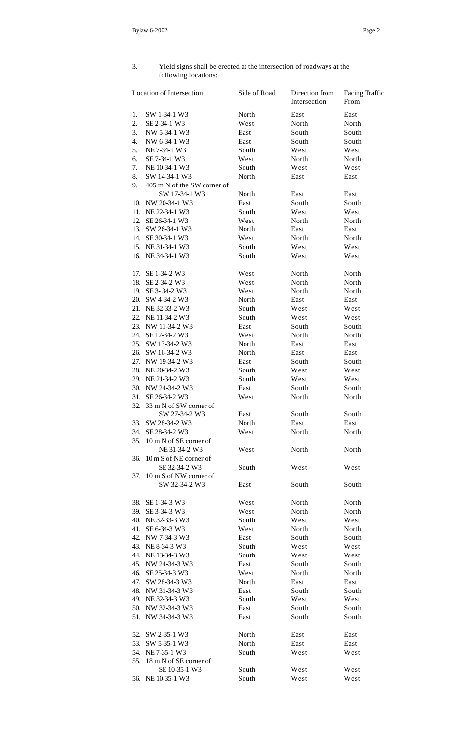3. Yield signs shall be erected at the intersection of roadways at the following locations:

| Location of Intersection | Side of Road | Direction from Intersection | Facing Traffic From |
|---|---|---|---|
| 1. SW 1-34-1 W3 | North | East | East |
| 2. SE 2-34-1 W3 | West | North | North |
| 3. NW 5-34-1 W3 | East | South | South |
| 4. NW 6-34-1 W3 | East | South | South |
| 5. NE 7-34-1 W3 | South | West | West |
| 6. SE 7-34-1 W3 | West | North | North |
| 7. NE 10-34-1 W3 | South | West | West |
| 8. SW 14-34-1 W3 | North | East | East |
| 9. 405 m N of the SW corner of SW 17-34-1 W3 | North | East | East |
| 10. NW 20-34-1 W3 | East | South | South |
| 11. NE 22-34-1 W3 | South | West | West |
| 12. SE 26-34-1 W3 | West | North | North |
| 13. SW 26-34-1 W3 | North | East | East |
| 14. SE 30-34-1 W3 | West | North | North |
| 15. NE 31-34-1 W3 | South | West | West |
| 16. NE 34-34-1 W3 | South | West | West |
| 17. SE 1-34-2 W3 | West | North | North |
| 18. SE 2-34-2 W3 | West | North | North |
| 19. SE 3- 34-2 W3 | West | North | North |
| 20. SW 4-34-2 W3 | North | East | East |
| 21. NE 32-33-2 W3 | South | West | West |
| 22. NE 11-34-2 W3 | South | West | West |
| 23. NW 11-34-2 W3 | East | South | South |
| 24. SE 12-34-2 W3 | West | North | North |
| 25. SW 13-34-2 W3 | North | East | East |
| 26. SW 16-34-2 W3 | North | East | East |
| 27. NW 19-34-2 W3 | East | South | South |
| 28. NE 20-34-2 W3 | South | West | West |
| 29. NE 21-34-2 W3 | South | West | West |
| 30. NW 24-34-2 W3 | East | South | South |
| 31. SE 26-34-2 W3 | West | North | North |
| 32. 33 m N of SW corner of SW 27-34-2 W3 | East | South | South |
| 33. SW 28-34-2 W3 | North | East | East |
| 34. SE 28-34-2 W3 | West | North | North |
| 35. 10 m N of SE corner of NE 31-34-2 W3 | West | North | North |
| 36. 10 m S of NE corner of SE 32-34-2 W3 | South | West | West |
| 37. 10 m S of NW corner of SW 32-34-2 W3 | East | South | South |
| 38. SE 1-34-3 W3 | West | North | North |
| 39. SE 3-34-3 W3 | West | North | North |
| 40. NE 32-33-3 W3 | South | West | West |
| 41. SE 6-34-3 W3 | West | North | North |
| 42. NW 7-34-3 W3 | East | South | South |
| 43. NE 8-34-3 W3 | South | West | West |
| 44. NE 13-34-3 W3 | South | West | West |
| 45. NW 24-34-3 W3 | East | South | South |
| 46. SE 25-34-3 W3 | West | North | North |
| 47. SW 28-34-3 W3 | North | East | East |
| 48. NW 31-34-3 W3 | East | South | South |
| 49. NE 32-34-3 W3 | South | West | West |
| 50. NW 32-34-3 W3 | East | South | South |
| 51. NW 34-34-3 W3 | East | South | South |
| 52. SW 2-35-1 W3 | North | East | East |
| 53. SW 5-35-1 W3 | North | East | East |
| 54. NE 7-35-1 W3 | South | West | West |
| 55. 18 m N of SE corner of SE 10-35-1 W3 | South | West | West |
| 56. NE 10-35-1 W3 | South | West | West |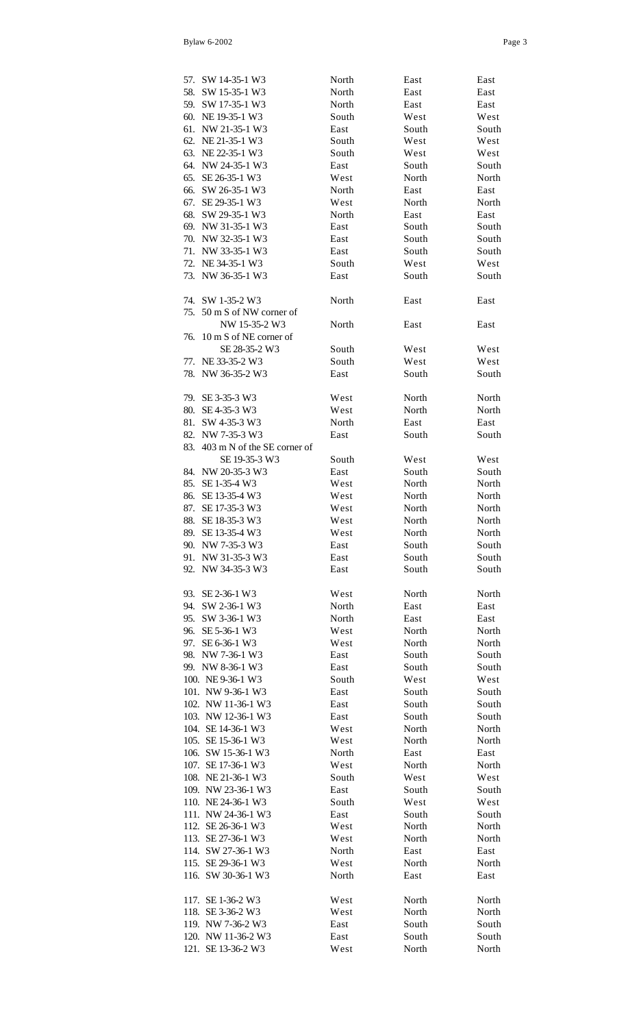| | | | |
|---|---|---|---|
| 57. SW 14-35-1 W3 | North | East | East |
| 58. SW 15-35-1 W3 | North | East | East |
| 59. SW 17-35-1 W3 | North | East | East |
| 60. NE 19-35-1 W3 | South | West | West |
| 61. NW 21-35-1 W3 | East | South | South |
| 62. NE 21-35-1 W3 | South | West | West |
| 63. NE 22-35-1 W3 | South | West | West |
| 64. NW 24-35-1 W3 | East | South | South |
| 65. SE 26-35-1 W3 | West | North | North |
| 66. SW 26-35-1 W3 | North | East | East |
| 67. SE 29-35-1 W3 | West | North | North |
| 68. SW 29-35-1 W3 | North | East | East |
| 69. NW 31-35-1 W3 | East | South | South |
| 70. NW 32-35-1 W3 | East | South | South |
| 71. NW 33-35-1 W3 | East | South | South |
| 72. NE 34-35-1 W3 | South | West | West |
| 73. NW 36-35-1 W3 | East | South | South |
| | | | |
| 74. SW 1-35-2 W3 | North | East | East |
| 75. 50 m S of NW corner of NW 15-35-2 W3 | North | East | East |
| 76. 10 m S of NE corner of SE 28-35-2 W3 | South | West | West |
| 77. NE 33-35-2 W3 | South | West | West |
| 78. NW 36-35-2 W3 | East | South | South |
| | | | |
| 79. SE 3-35-3 W3 | West | North | North |
| 80. SE 4-35-3 W3 | West | North | North |
| 81. SW 4-35-3 W3 | North | East | East |
| 82. NW 7-35-3 W3 | East | South | South |
| 83. 403 m N of the SE corner of SE 19-35-3 W3 | South | West | West |
| 84. NW 20-35-3 W3 | East | South | South |
| 85. SE 1-35-4 W3 | West | North | North |
| 86. SE 13-35-4 W3 | West | North | North |
| 87. SE 17-35-3 W3 | West | North | North |
| 88. SE 18-35-3 W3 | West | North | North |
| 89. SE 13-35-4 W3 | West | North | North |
| 90. NW 7-35-3 W3 | East | South | South |
| 91. NW 31-35-3 W3 | East | South | South |
| 92. NW 34-35-3 W3 | East | South | South |
| | | | |
| 93. SE 2-36-1 W3 | West | North | North |
| 94. SW 2-36-1 W3 | North | East | East |
| 95. SW 3-36-1 W3 | North | East | East |
| 96. SE 5-36-1 W3 | West | North | North |
| 97. SE 6-36-1 W3 | West | North | North |
| 98. NW 7-36-1 W3 | East | South | South |
| 99. NW 8-36-1 W3 | East | South | South |
| 100. NE 9-36-1 W3 | South | West | West |
| 101. NW 9-36-1 W3 | East | South | South |
| 102. NW 11-36-1 W3 | East | South | South |
| 103. NW 12-36-1 W3 | East | South | South |
| 104. SE 14-36-1 W3 | West | North | North |
| 105. SE 15-36-1 W3 | West | North | North |
| 106. SW 15-36-1 W3 | North | East | East |
| 107. SE 17-36-1 W3 | West | North | North |
| 108. NE 21-36-1 W3 | South | West | West |
| 109. NW 23-36-1 W3 | East | South | South |
| 110. NE 24-36-1 W3 | South | West | West |
| 111. NW 24-36-1 W3 | East | South | South |
| 112. SE 26-36-1 W3 | West | North | North |
| 113. SE 27-36-1 W3 | West | North | North |
| 114. SW 27-36-1 W3 | North | East | East |
| 115. SE 29-36-1 W3 | West | North | North |
| 116. SW 30-36-1 W3 | North | East | East |
| | | | |
| 117. SE 1-36-2 W3 | West | North | North |
| 118. SE 3-36-2 W3 | West | North | North |
| 119. NW 7-36-2 W3 | East | South | South |
| 120. NW 11-36-2 W3 | East | South | South |
| 121. SE 13-36-2 W3 | West | North | North |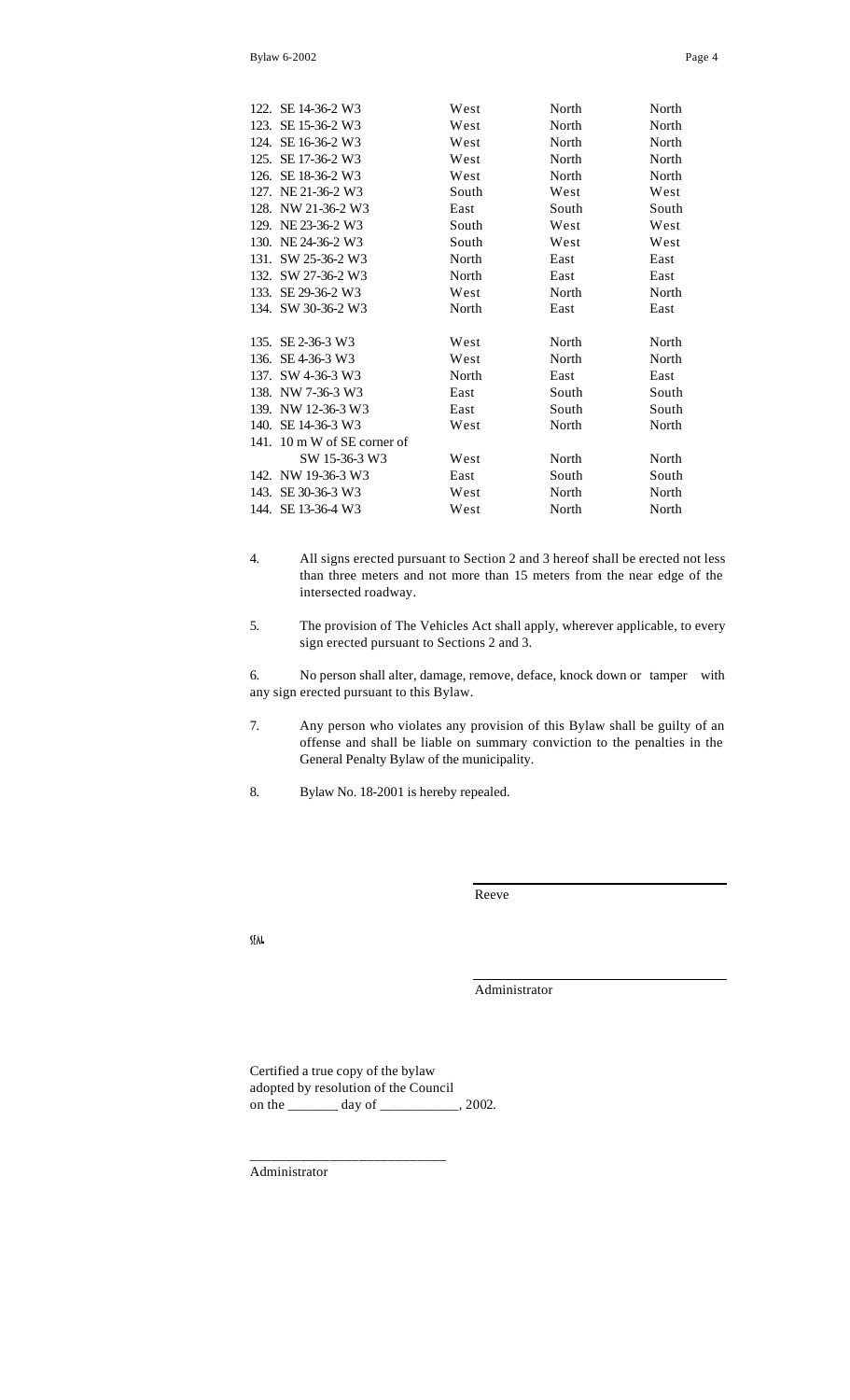| | | | |
|---|---|---|---|
| 122. SE 14-36-2 W3 | West | North | North |
| 123. SE 15-36-2 W3 | West | North | North |
| 124. SE 16-36-2 W3 | West | North | North |
| 125. SE 17-36-2 W3 | West | North | North |
| 126. SE 18-36-2 W3 | West | North | North |
| 127. NE 21-36-2 W3 | South | West | West |
| 128. NW 21-36-2 W3 | East | South | South |
| 129. NE 23-36-2 W3 | South | West | West |
| 130. NE 24-36-2 W3 | South | West | West |
| 131. SW 25-36-2 W3 | North | East | East |
| 132. SW 27-36-2 W3 | North | East | East |
| 133. SE 29-36-2 W3 | West | North | North |
| 134. SW 30-36-2 W3 | North | East | East |
| 135. SE 2-36-3 W3 | West | North | North |
| 136. SE 4-36-3 W3 | West | North | North |
| 137. SW 4-36-3 W3 | North | East | East |
| 138. NW 7-36-3 W3 | East | South | South |
| 139. NW 12-36-3 W3 | East | South | South |
| 140. SE 14-36-3 W3 | West | North | North |
| 141. 10 m W of SE corner of SW 15-36-3 W3 | West | North | North |
| 142. NW 19-36-3 W3 | East | South | South |
| 143. SE 30-36-3 W3 | West | North | North |
| 144. SE 13-36-4 W3 | West | North | North |

4. All signs erected pursuant to Section 2 and 3 hereof shall be erected not less than three meters and not more than 15 meters from the near edge of the intersected roadway.

5. The provision of The Vehicles Act shall apply, wherever applicable, to every sign erected pursuant to Sections 2 and 3.

6. No person shall alter, damage, remove, deface, knock down or tamper with any sign erected pursuant to this Bylaw.

7. Any person who violates any provision of this Bylaw shall be guilty of an offense and shall be liable on summary conviction to the penalties in the General Penalty Bylaw of the municipality.

8. Bylaw No. 18-2001 is hereby repealed.

Reeve

SEAL

Administrator

Certified a true copy of the bylaw
adopted by resolution of the Council
on the _______ day of ___________, 2002.

_____________________________
Administrator